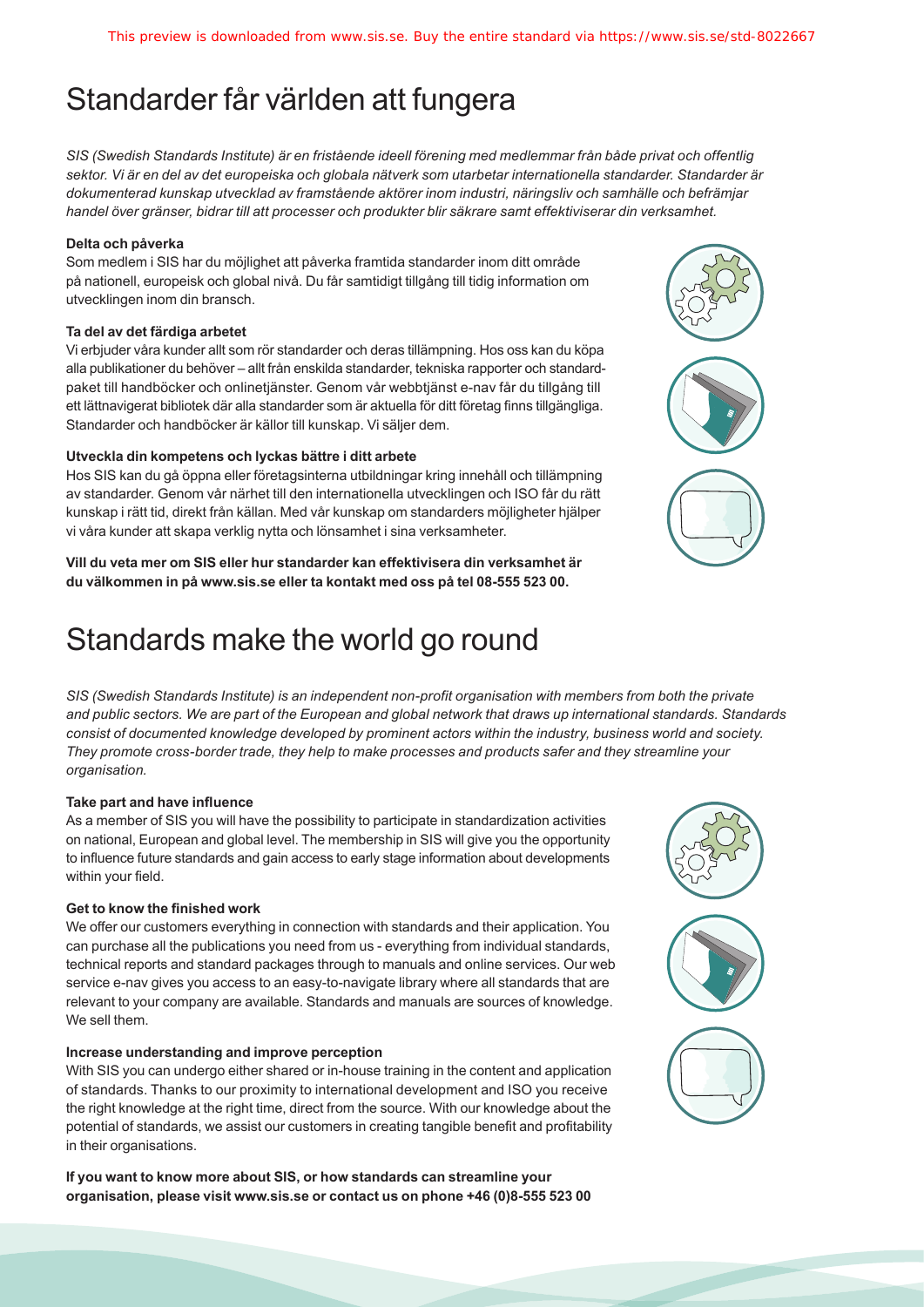# Standarder får världen att fungera

*SIS (Swedish Standards Institute) är en fristående ideell förening med medlemmar från både privat och offentlig sektor. Vi är en del av det europeiska och globala nätverk som utarbetar internationella standarder. Standarder är dokumenterad kunskap utvecklad av framstående aktörer inom industri, näringsliv och samhälle och befrämjar handel över gränser, bidrar till att processer och produkter blir säkrare samt effektiviserar din verksamhet.*

**Delta och påverka**

Som medlem i SIS har du möjlighet att påverka framtida standarder inom ditt område på nationell, europeisk och global nivå. Du får samtidigt tillgång till tidig information om utvecklingen inom din bransch.

**Ta del av det färdiga arbetet**

Vi erbjuder våra kunder allt som rör standarder och deras tillämpning. Hos oss kan du köpa alla publikationer du behöver – allt från enskilda standarder, tekniska rapporter och standardpaket till handböcker och onlinetjänster. Genom vår webbtjänst e-nav får du tillgång till ett lättnavigerat bibliotek där alla standarder som är aktuella för ditt företag finns tillgängliga. Standarder och handböcker är källor till kunskap. Vi säljer dem.

**Utveckla din kompetens och lyckas bättre i ditt arbete**

Hos SIS kan du gå öppna eller företagsinterna utbildningar kring innehåll och tillämpning av standarder. Genom vår närhet till den internationella utvecklingen och ISO får du rätt kunskap i rätt tid, direkt från källan. Med vår kunskap om standarders möjligheter hjälper vi våra kunder att skapa verklig nytta och lönsamhet i sina verksamheter.

**Vill du veta mer om SIS eller hur standarder kan effektivisera din verksamhet är du välkommen in på www.sis.se eller ta kontakt med oss på tel 08-555 523 00.**

# Standards make the world go round

*SIS (Swedish Standards Institute) is an independent non-profit organisation with members from both the private and public sectors. We are part of the European and global network that draws up international standards. Standards consist of documented knowledge developed by prominent actors within the industry, business world and society. They promote cross-border trade, they help to make processes and products safer and they streamline your organisation.*

**Take part and have influence**

As a member of SIS you will have the possibility to participate in standardization activities on national, European and global level. The membership in SIS will give you the opportunity to influence future standards and gain access to early stage information about developments within your field.

**Get to know the finished work**

We offer our customers everything in connection with standards and their application. You can purchase all the publications you need from us - everything from individual standards, technical reports and standard packages through to manuals and online services. Our web service e-nav gives you access to an easy-to-navigate library where all standards that are relevant to your company are available. Standards and manuals are sources of knowledge. We sell them.

**Increase understanding and improve perception**

With SIS you can undergo either shared or in-house training in the content and application of standards. Thanks to our proximity to international development and ISO you receive the right knowledge at the right time, direct from the source. With our knowledge about the potential of standards, we assist our customers in creating tangible benefit and profitability in their organisations.

**If you want to know more about SIS, or how standards can streamline your organisation, please visit www.sis.se or contact us on phone +46 (0)8-555 523 00**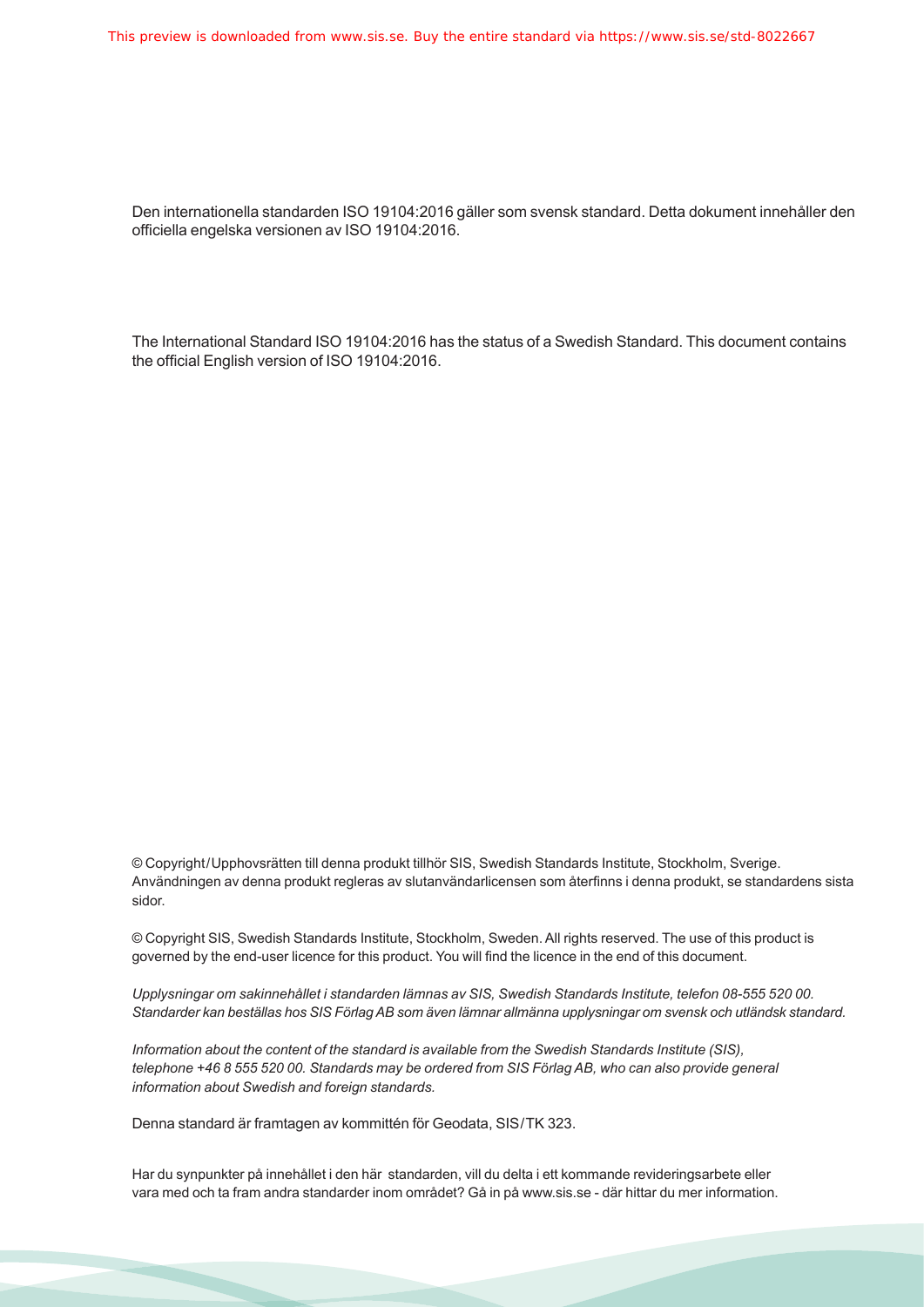Den internationella standarden ISO 19104:2016 gäller som svensk standard. Detta dokument innehåller den officiella engelska versionen av ISO 19104:2016.

The International Standard ISO 19104:2016 has the status of a Swedish Standard. This document contains the official English version of ISO 19104:2016.

© Copyright/Upphovsrätten till denna produkt tillhör SIS, Swedish Standards Institute, Stockholm, Sverige. Användningen av denna produkt regleras av slutanvändarlicensen som återfinns i denna produkt, se standardens sista sidor.

© Copyright SIS, Swedish Standards Institute, Stockholm, Sweden. All rights reserved. The use of this product is governed by the end-user licence for this product. You will find the licence in the end of this document.

*Upplysningar om sakinnehållet i standarden lämnas av SIS, Swedish Standards Institute, telefon 08-555 520 00. Standarder kan beställas hos SIS Förlag AB som även lämnar allmänna upplysningar om svensk och utländsk standard.*

*Information about the content of the standard is available from the Swedish Standards Institute (SIS), telephone +46 8 555 520 00. Standards may be ordered from SIS Förlag AB, who can also provide general information about Swedish and foreign standards.*

Denna standard är framtagen av kommittén för Geodata, SIS/TK 323.

Har du synpunkter på innehållet i den här standarden, vill du delta i ett kommande revideringsarbete eller vara med och ta fram andra standarder inom området? Gå in på www.sis.se - där hittar du mer information.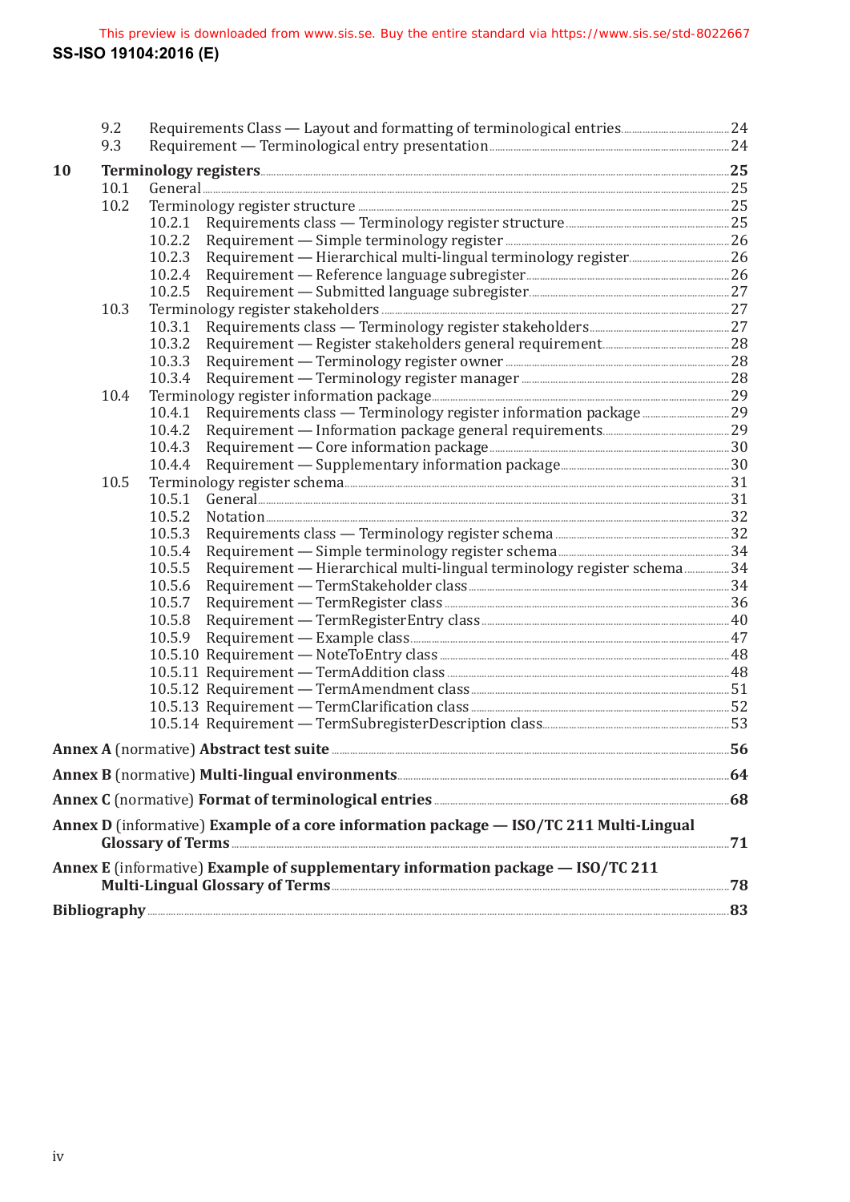9.2 Requirements Class — Layout and formatting of terminological entries ..... 24
9.3 Requirement — Terminological entry presentation ..... 24

**10 Terminology registers ..... 25**

10.1 General ..... 25
10.2 Terminology register structure ..... 25
10.2.1 Requirements class — Terminology register structure ..... 25
10.2.2 Requirement — Simple terminology register ..... 26
10.2.3 Requirement — Hierarchical multi-lingual terminology register ..... 26
10.2.4 Requirement — Reference language subregister ..... 26
10.2.5 Requirement — Submitted language subregister ..... 27
10.3 Terminology register stakeholders ..... 27
10.3.1 Requirements class — Terminology register stakeholders ..... 27
10.3.2 Requirement — Register stakeholders general requirement ..... 28
10.3.3 Requirement — Terminology register owner ..... 28
10.3.4 Requirement — Terminology register manager ..... 28
10.4 Terminology register information package ..... 29
10.4.1 Requirements class — Terminology register information package ..... 29
10.4.2 Requirement — Information package general requirements ..... 29
10.4.3 Requirement — Core information package ..... 30
10.4.4 Requirement — Supplementary information package ..... 30
10.5 Terminology register schema ..... 31
10.5.1 General ..... 31
10.5.2 Notation ..... 32
10.5.3 Requirements class — Terminology register schema ..... 32
10.5.4 Requirement — Simple terminology register schema ..... 34
10.5.5 Requirement — Hierarchical multi-lingual terminology register schema ..... 34
10.5.6 Requirement — TermStakeholder class ..... 34
10.5.7 Requirement — TermRegister class ..... 36
10.5.8 Requirement — TermRegisterEntry class ..... 40
10.5.9 Requirement — Example class ..... 47
10.5.10 Requirement — NoteToEntry class ..... 48
10.5.11 Requirement — TermAddition class ..... 48
10.5.12 Requirement — TermAmendment class ..... 51
10.5.13 Requirement — TermClarification class ..... 52
10.5.14 Requirement — TermSubregisterDescription class ..... 53

**Annex A** (normative) **Abstract test suite ..... 56**

**Annex B** (normative) **Multi-lingual environments ..... 64**

**Annex C** (normative) **Format of terminological entries ..... 68**

**Annex D** (informative) **Example of a core information package — ISO/TC 211 Multi-Lingual Glossary of Terms ..... 71**

**Annex E** (informative) **Example of supplementary information package — ISO/TC 211 Multi-Lingual Glossary of Terms ..... 78**

**Bibliography ..... 83**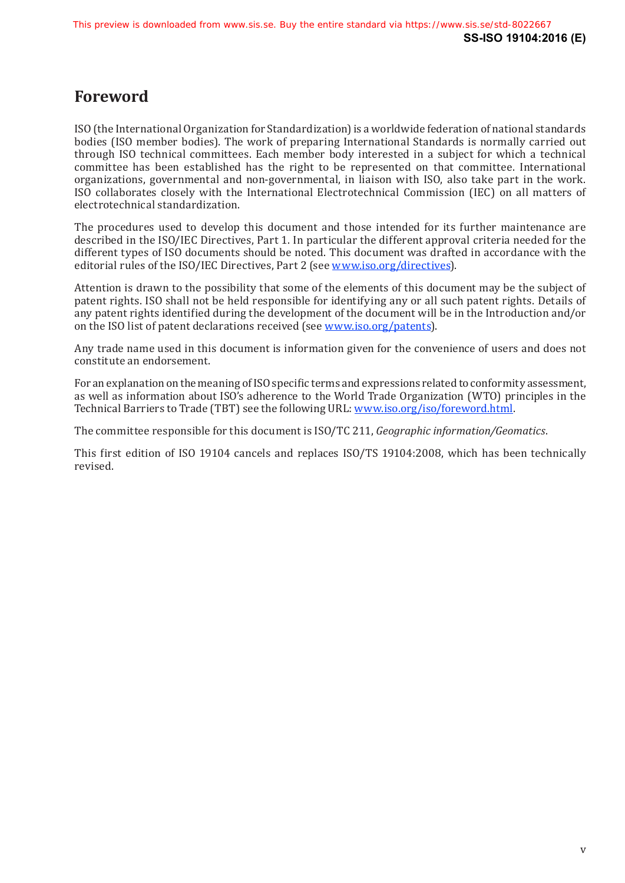# Foreword

ISO (the International Organization for Standardization) is a worldwide federation of national standards bodies (ISO member bodies). The work of preparing International Standards is normally carried out through ISO technical committees. Each member body interested in a subject for which a technical committee has been established has the right to be represented on that committee. International organizations, governmental and non-governmental, in liaison with ISO, also take part in the work. ISO collaborates closely with the International Electrotechnical Commission (IEC) on all matters of electrotechnical standardization.

The procedures used to develop this document and those intended for its further maintenance are described in the ISO/IEC Directives, Part 1. In particular the different approval criteria needed for the different types of ISO documents should be noted. This document was drafted in accordance with the editorial rules of the ISO/IEC Directives, Part 2 (see www.iso.org/directives).

Attention is drawn to the possibility that some of the elements of this document may be the subject of patent rights. ISO shall not be held responsible for identifying any or all such patent rights. Details of any patent rights identified during the development of the document will be in the Introduction and/or on the ISO list of patent declarations received (see www.iso.org/patents).

Any trade name used in this document is information given for the convenience of users and does not constitute an endorsement.

For an explanation on the meaning of ISO specific terms and expressions related to conformity assessment, as well as information about ISO's adherence to the World Trade Organization (WTO) principles in the Technical Barriers to Trade (TBT) see the following URL: www.iso.org/iso/foreword.html.

The committee responsible for this document is ISO/TC 211, *Geographic information/Geomatics*.

This first edition of ISO 19104 cancels and replaces ISO/TS 19104:2008, which has been technically revised.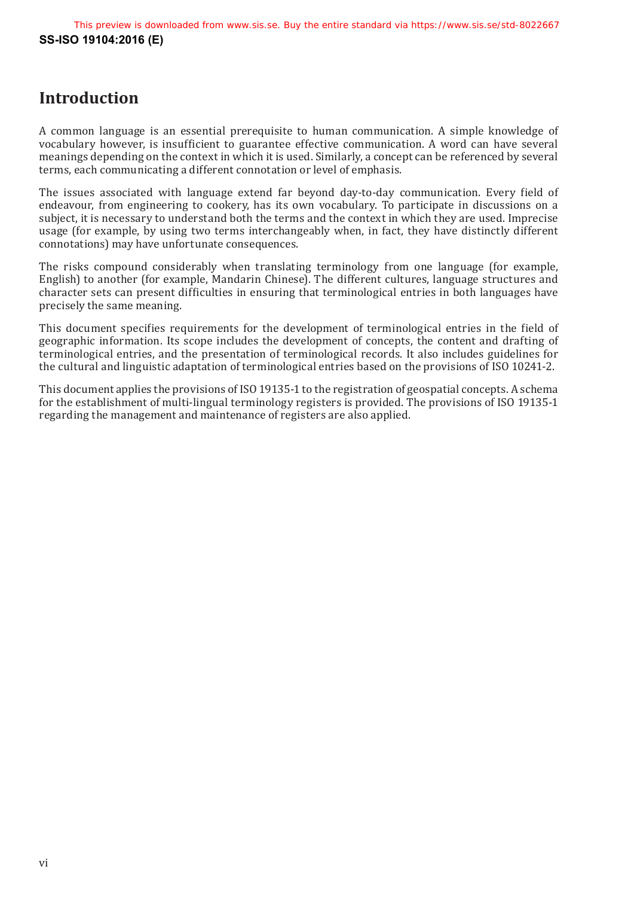# Introduction

A common language is an essential prerequisite to human communication. A simple knowledge of vocabulary however, is insufficient to guarantee effective communication. A word can have several meanings depending on the context in which it is used. Similarly, a concept can be referenced by several terms, each communicating a different connotation or level of emphasis.

The issues associated with language extend far beyond day-to-day communication. Every field of endeavour, from engineering to cookery, has its own vocabulary. To participate in discussions on a subject, it is necessary to understand both the terms and the context in which they are used. Imprecise usage (for example, by using two terms interchangeably when, in fact, they have distinctly different connotations) may have unfortunate consequences.

The risks compound considerably when translating terminology from one language (for example, English) to another (for example, Mandarin Chinese). The different cultures, language structures and character sets can present difficulties in ensuring that terminological entries in both languages have precisely the same meaning.

This document specifies requirements for the development of terminological entries in the field of geographic information. Its scope includes the development of concepts, the content and drafting of terminological entries, and the presentation of terminological records. It also includes guidelines for the cultural and linguistic adaptation of terminological entries based on the provisions of ISO 10241-2.

This document applies the provisions of ISO 19135-1 to the registration of geospatial concepts. A schema for the establishment of multi-lingual terminology registers is provided. The provisions of ISO 19135-1 regarding the management and maintenance of registers are also applied.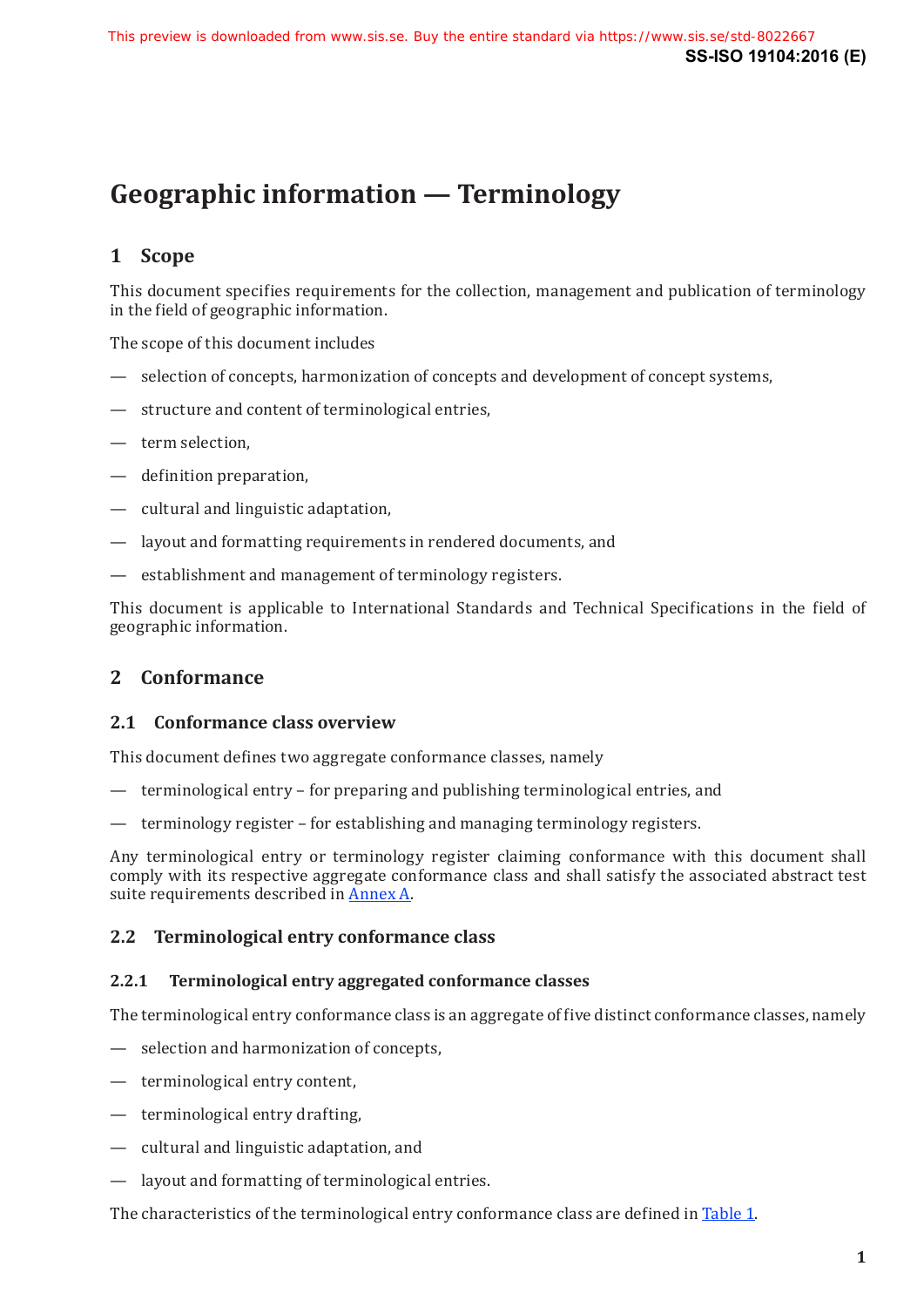# Geographic information — Terminology

## 1 Scope

This document specifies requirements for the collection, management and publication of terminology in the field of geographic information.

The scope of this document includes

- selection of concepts, harmonization of concepts and development of concept systems,
- structure and content of terminological entries,
- term selection,
- definition preparation,
- cultural and linguistic adaptation,
- layout and formatting requirements in rendered documents, and
- establishment and management of terminology registers.

This document is applicable to International Standards and Technical Specifications in the field of geographic information.

## 2 Conformance

### 2.1 Conformance class overview

This document defines two aggregate conformance classes, namely

- terminological entry – for preparing and publishing terminological entries, and
- terminology register – for establishing and managing terminology registers.

Any terminological entry or terminology register claiming conformance with this document shall comply with its respective aggregate conformance class and shall satisfy the associated abstract test suite requirements described in Annex A.

### 2.2 Terminological entry conformance class

#### 2.2.1 Terminological entry aggregated conformance classes

The terminological entry conformance class is an aggregate of five distinct conformance classes, namely

- selection and harmonization of concepts,
- terminological entry content,
- terminological entry drafting,
- cultural and linguistic adaptation, and
- layout and formatting of terminological entries.

The characteristics of the terminological entry conformance class are defined in Table 1.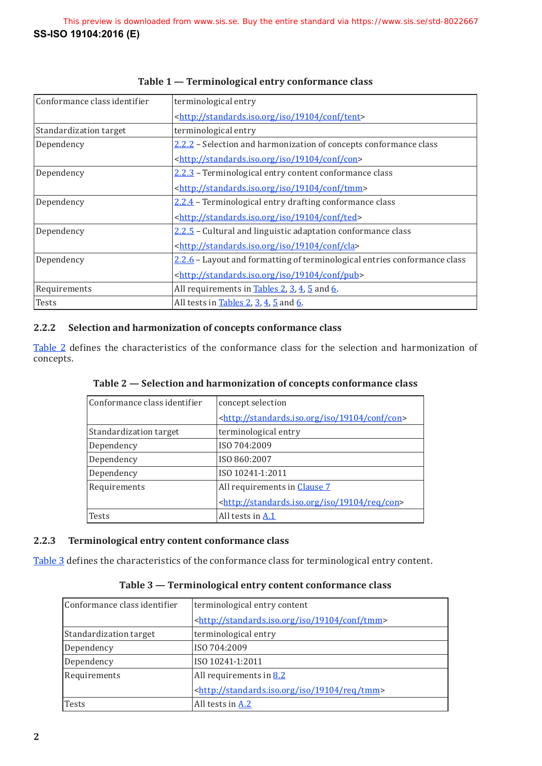**Table 1 — Terminological entry conformance class**

| | |
|---|---|
| Conformance class identifier | terminological entry <br> <http://standards.iso.org/iso/19104/conf/tent> |
| Standardization target | terminological entry |
| Dependency | 2.2.2 – Selection and harmonization of concepts conformance class <br> <http://standards.iso.org/iso/19104/conf/con> |
| Dependency | 2.2.3 – Terminological entry content conformance class <br> <http://standards.iso.org/iso/19104/conf/tmm> |
| Dependency | 2.2.4 – Terminological entry drafting conformance class <br> <http://standards.iso.org/iso/19104/conf/ted> |
| Dependency | 2.2.5 – Cultural and linguistic adaptation conformance class <br> <http://standards.iso.org/iso/19104/conf/cla> |
| Dependency | 2.2.6 – Layout and formatting of terminological entries conformance class <br> <http://standards.iso.org/iso/19104/conf/pub> |
| Requirements | All requirements in Tables 2, 3, 4, 5 and 6. |
| Tests | All tests in Tables 2, 3, 4, 5 and 6. |

### 2.2.2 Selection and harmonization of concepts conformance class

Table 2 defines the characteristics of the conformance class for the selection and harmonization of concepts.

**Table 2 — Selection and harmonization of concepts conformance class**

| | |
|---|---|
| Conformance class identifier | concept selection <br> <http://standards.iso.org/iso/19104/conf/con> |
| Standardization target | terminological entry |
| Dependency | ISO 704:2009 |
| Dependency | ISO 860:2007 |
| Dependency | ISO 10241-1:2011 |
| Requirements | All requirements in Clause 7 <br> <http://standards.iso.org/iso/19104/req/con> |
| Tests | All tests in A.1 |

### 2.2.3 Terminological entry content conformance class

Table 3 defines the characteristics of the conformance class for terminological entry content.

**Table 3 — Terminological entry content conformance class**

| | |
|---|---|
| Conformance class identifier | terminological entry content <br> <http://standards.iso.org/iso/19104/conf/tmm> |
| Standardization target | terminological entry |
| Dependency | ISO 704:2009 |
| Dependency | ISO 10241-1:2011 |
| Requirements | All requirements in 8.2 <br> <http://standards.iso.org/iso/19104/req/tmm> |
| Tests | All tests in A.2 |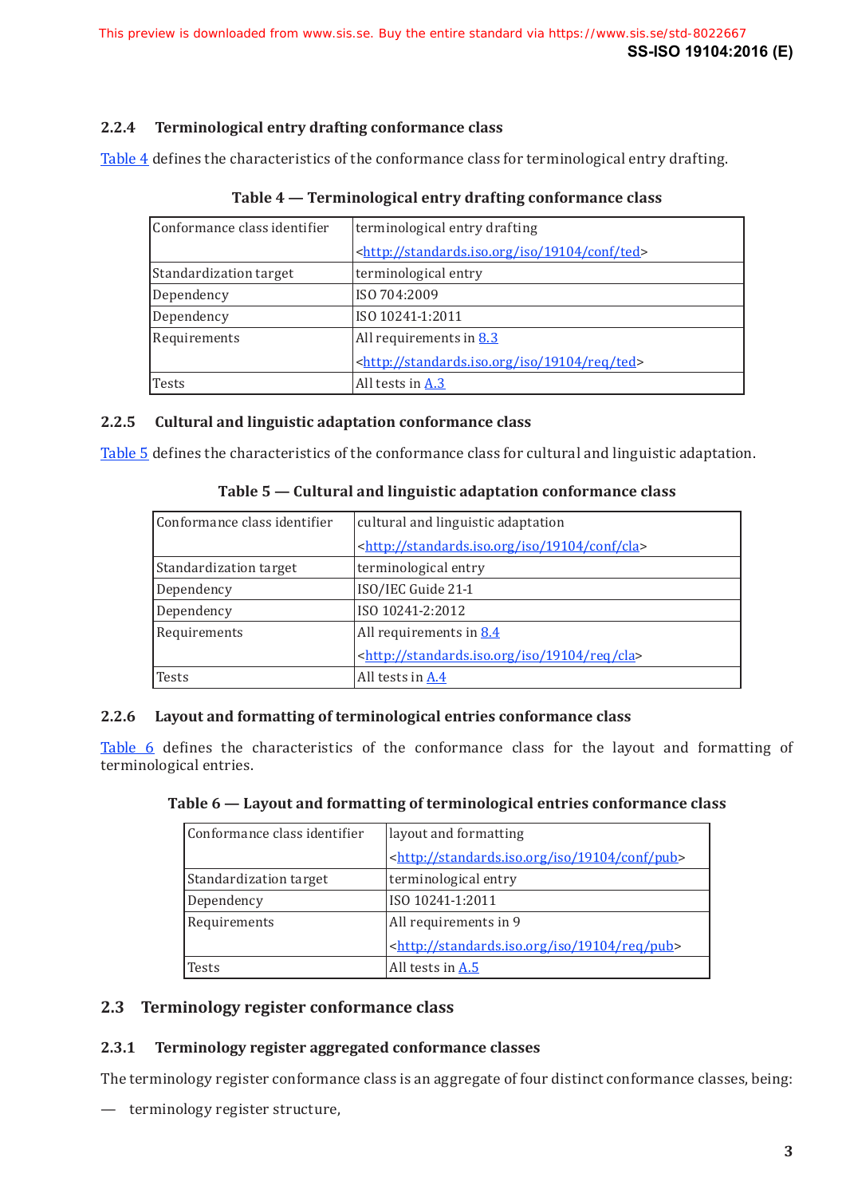### 2.2.4 Terminological entry drafting conformance class

Table 4 defines the characteristics of the conformance class for terminological entry drafting.

**Table 4 — Terminological entry drafting conformance class**

| | |
|---|---|
| Conformance class identifier | terminological entry drafting<br><http://standards.iso.org/iso/19104/conf/ted> |
| Standardization target | terminological entry |
| Dependency | ISO 704:2009 |
| Dependency | ISO 10241-1:2011 |
| Requirements | All requirements in 8.3<br><http://standards.iso.org/iso/19104/req/ted> |
| Tests | All tests in A.3 |

### 2.2.5 Cultural and linguistic adaptation conformance class

Table 5 defines the characteristics of the conformance class for cultural and linguistic adaptation.

**Table 5 — Cultural and linguistic adaptation conformance class**

| | |
|---|---|
| Conformance class identifier | cultural and linguistic adaptation<br><http://standards.iso.org/iso/19104/conf/cla> |
| Standardization target | terminological entry |
| Dependency | ISO/IEC Guide 21-1 |
| Dependency | ISO 10241-2:2012 |
| Requirements | All requirements in 8.4<br><http://standards.iso.org/iso/19104/req/cla> |
| Tests | All tests in A.4 |

### 2.2.6 Layout and formatting of terminological entries conformance class

Table 6 defines the characteristics of the conformance class for the layout and formatting of terminological entries.

**Table 6 — Layout and formatting of terminological entries conformance class**

| | |
|---|---|
| Conformance class identifier | layout and formatting<br><http://standards.iso.org/iso/19104/conf/pub> |
| Standardization target | terminological entry |
| Dependency | ISO 10241-1:2011 |
| Requirements | All requirements in 9<br><http://standards.iso.org/iso/19104/req/pub> |
| Tests | All tests in A.5 |

## 2.3 Terminology register conformance class

### 2.3.1 Terminology register aggregated conformance classes

The terminology register conformance class is an aggregate of four distinct conformance classes, being:

— terminology register structure,